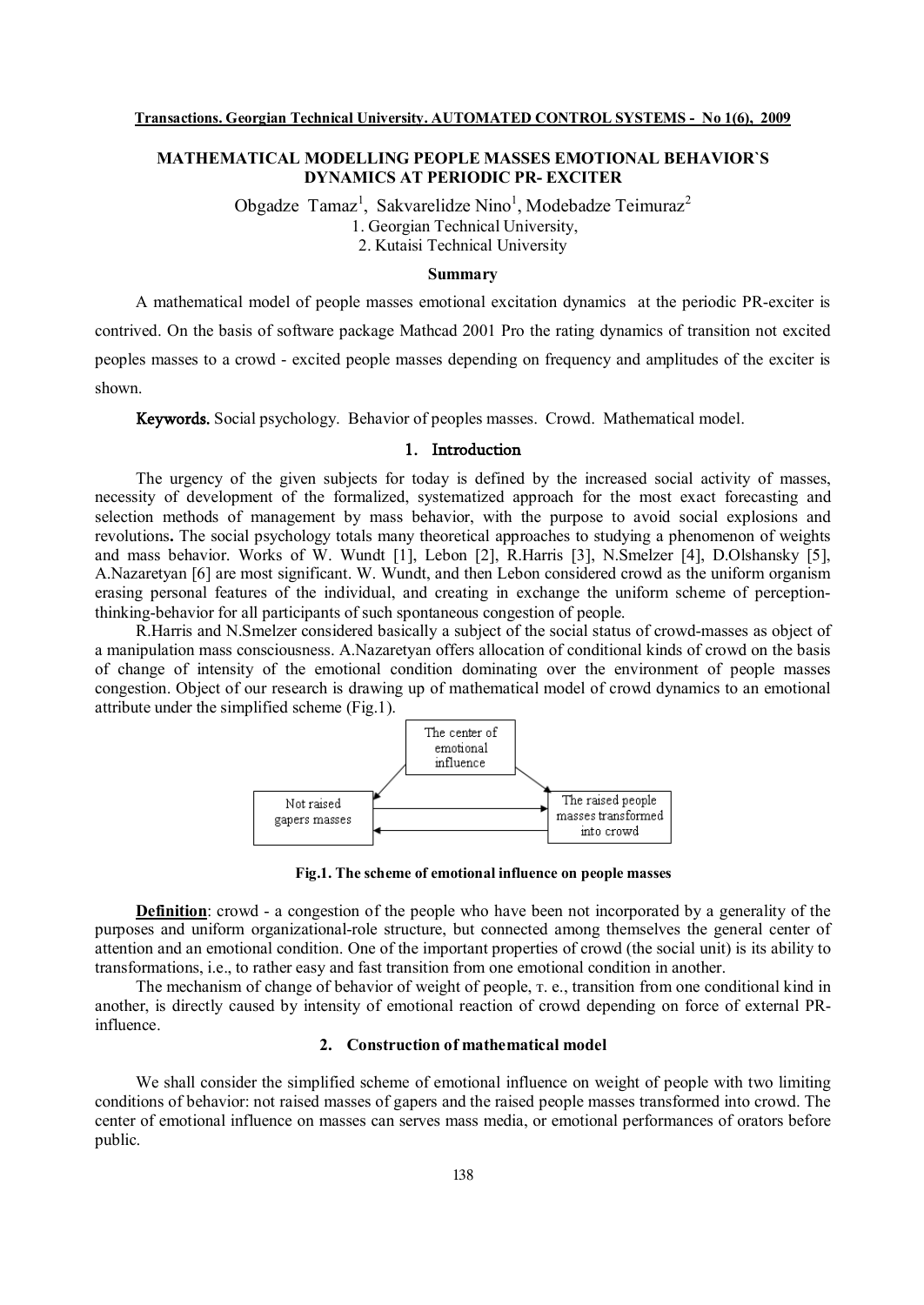# MATHEMATICAL MODELLING PEOPLE MASSES EMOTIONAL BEHAVIOR`S DYNAMICS AT PERIODIC PR- EXCITER

Obgadze Tamaz[1], Sakvarelidze Nino[1], Modebadze Teimuraz[2]

1. Georgian Technical University,
2. Kutaisi Technical University

### Summary

A mathematical model of people masses emotional excitation dynamics at the periodic PR-exciter is contrived. On the basis of software package Mathcad 2001 Pro the rating dynamics of transition not excited peoples masses to a crowd - excited people masses depending on frequency and amplitudes of the exciter is shown.

**Keywords.** Social psychology. Behavior of peoples masses. Crowd. Mathematical model.

## 1. Introduction

The urgency of the given subjects for today is defined by the increased social activity of masses, necessity of development of the formalized, systematized approach for the most exact forecasting and selection methods of management by mass behavior, with the purpose to avoid social explosions and revolutions**.** The social psychology totals many theoretical approaches to studying a phenomenon of weights and mass behavior. Works of W. Wundt [1], Lebon [2], R.Harris [3], N.Smelzer [4], D.Olshansky [5], A.Nazaretyan [6] are most significant. W. Wundt, and then Lebon considered crowd as the uniform organism erasing personal features of the individual, and creating in exchange the uniform scheme of perception-thinking-behavior for all participants of such spontaneous congestion of people.

R.Harris and N.Smelzer considered basically a subject of the social status of crowd-masses as object of a manipulation mass consciousness. A.Nazaretyan offers allocation of conditional kinds of crowd on the basis of change of intensity of the emotional condition dominating over the environment of people masses congestion. Object of our research is drawing up of mathematical model of crowd dynamics to an emotional attribute under the simplified scheme (Fig.1).

The center of emotional influence

Not raised gapers masses

The raised people masses transformed into crowd

**Fig.1. The scheme of emotional influence on people masses**

**Definition**: crowd - a congestion of the people who have been not incorporated by a generality of the purposes and uniform organizational-role structure, but connected among themselves the general center of attention and an emotional condition. One of the important properties of crowd (the social unit) is its ability to transformations, i.e., to rather easy and fast transition from one emotional condition in another.

The mechanism of change of behavior of weight of people, т. е., transition from one conditional kind in another, is directly caused by intensity of emotional reaction of crowd depending on force of external PR-influence.

## 2. Construction of mathematical model

We shall consider the simplified scheme of emotional influence on weight of people with two limiting conditions of behavior: not raised masses of gapers and the raised people masses transformed into crowd. The center of emotional influence on masses can serves mass media, or emotional performances of orators before public.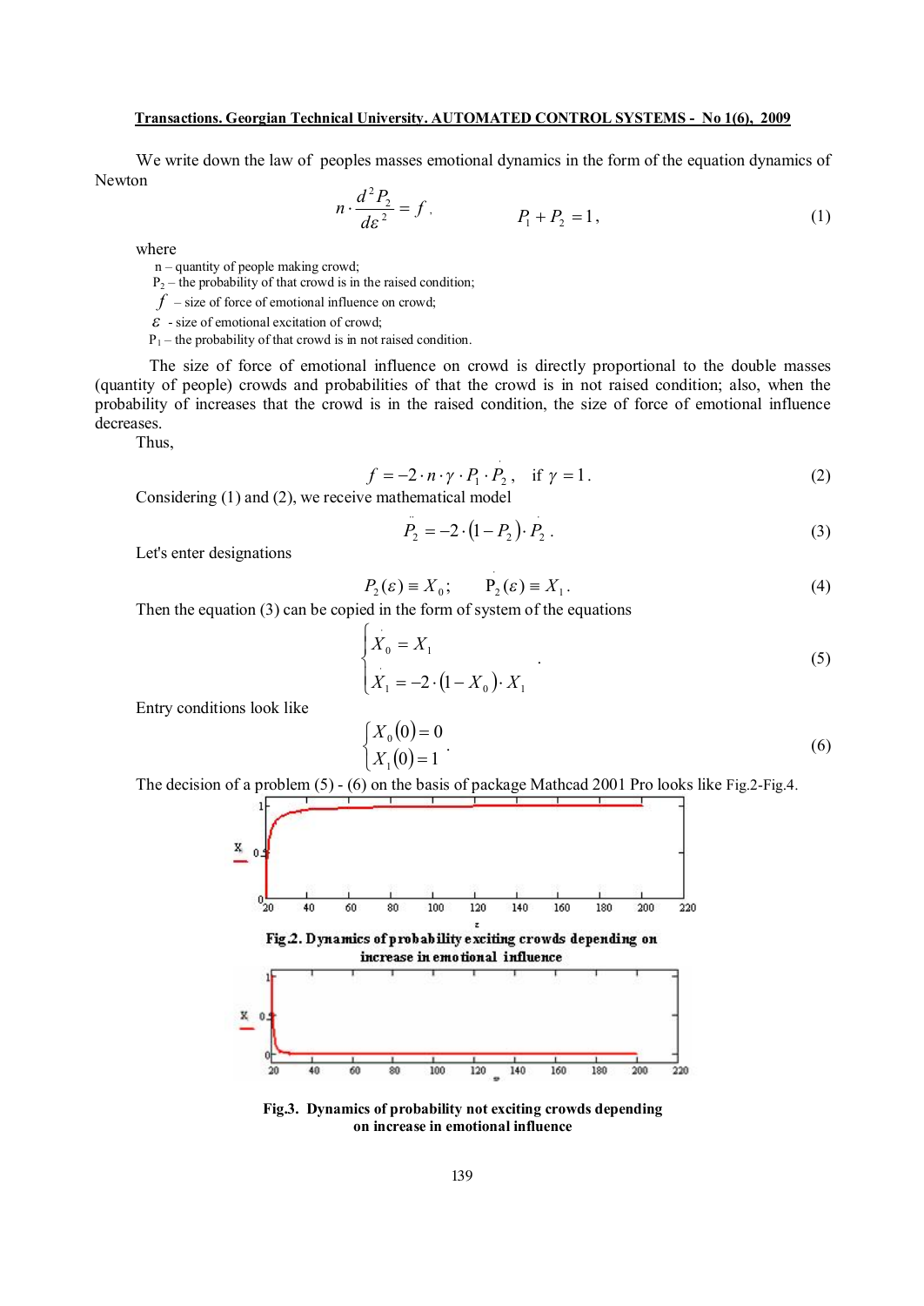We write down the law of peoples masses emotional dynamics in the form of the equation dynamics of Newton

$$n \cdot \frac{d^2 P_2}{d\varepsilon^2} = f, \qquad P_1 + P_2 = 1, \tag{1}$$

where

- n – quantity of people making crowd;
- $P_2$ – the probability of that crowd is in the raised condition;
- $f$ – size of force of emotional influence on crowd;
- $\varepsilon$ - size of emotional excitation of crowd;
- $P_1$ – the probability of that crowd is in not raised condition.

The size of force of emotional influence on crowd is directly proportional to the double masses (quantity of people) crowds and probabilities of that the crowd is in not raised condition; also, when the probability of increases that the crowd is in the raised condition, the size of force of emotional influence decreases.

Thus,

$$f = -2 \cdot n \cdot \gamma \cdot P_1 \cdot \dot{P}_2, \quad \text{if } \gamma = 1. \tag{2}$$

Considering (1) and (2), we receive mathematical model

$$\ddot{P}_2 = -2 \cdot (1 - P_2) \cdot \dot{P}_2. \tag{3}$$

Let's enter designations

$$P_2(\varepsilon) \equiv X_0; \qquad \dot{P}_2(\varepsilon) \equiv X_1. \tag{4}$$

Then the equation (3) can be copied in the form of system of the equations

$$\begin{cases} \dot{X}_0 = X_1 \\ \dot{X}_1 = -2 \cdot (1 - X_0) \cdot X_1 \end{cases}. \tag{5}$$

Entry conditions look like

$$\begin{cases} X_0(0) = 0 \\ X_1(0) = 1 \end{cases}. \tag{6}$$

The decision of a problem (5) - (6) on the basis of package Mathcad 2001 Pro looks like Fig.2-Fig.4.

Fig.2. Dynamics of probability exciting crowds depending on increase in emotional influence

Fig.3. Dynamics of probability not exciting crowds depending on increase in emotional influence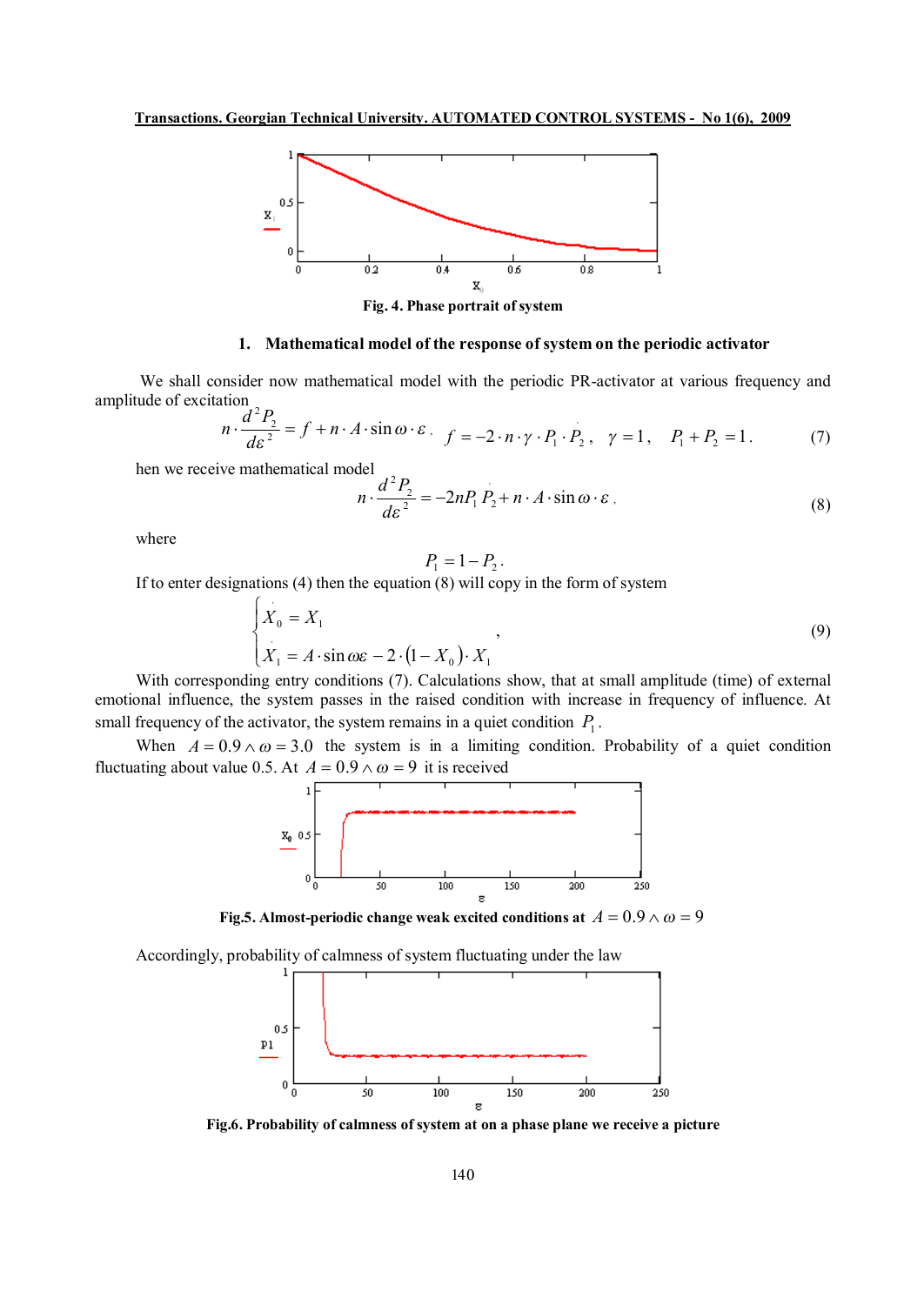Fig. 4. Phase portrait of system

## 1. Mathematical model of the response of system on the periodic activator

We shall consider now mathematical model with the periodic PR-activator at various frequency and amplitude of excitation

$$n \cdot \frac{d^2 P_2}{d\varepsilon^2} = f + n \cdot A \cdot \sin \omega \cdot \varepsilon, \quad f = -2 \cdot n \cdot \gamma \cdot P_1 \cdot \dot{P}_2, \quad \gamma = 1, \quad P_1 + P_2 = 1. \tag{7}$$

hen we receive mathematical model

$$n \cdot \frac{d^2 P_2}{d\varepsilon^2} = -2nP_1 \dot{P}_2 + n \cdot A \cdot \sin \omega \cdot \varepsilon, \tag{8}$$

where

$$P_1 = 1 - P_2.$$

If to enter designations (4) then the equation (8) will copy in the form of system

$$\begin{cases} \dot{X}_0 = X_1 \\ \dot{X}_1 = A \cdot \sin \omega\varepsilon - 2 \cdot (1 - X_0) \cdot X_1 \end{cases}, \tag{9}$$

With corresponding entry conditions (7). Calculations show, that at small amplitude (time) of external emotional influence, the system passes in the raised condition with increase in frequency of influence. At small frequency of the activator, the system remains in a quiet condition $P_1$.

When $A = 0.9 \wedge \omega = 3.0$ the system is in a limiting condition. Probability of a quiet condition fluctuating about value 0.5. At $A = 0.9 \wedge \omega = 9$ it is received

**Fig.5. Almost-periodic change weak excited conditions at $A = 0.9 \wedge \omega = 9$**

Accordingly, probability of calmness of system fluctuating under the law

**Fig.6. Probability of calmness of system at on a phase plane we receive a picture**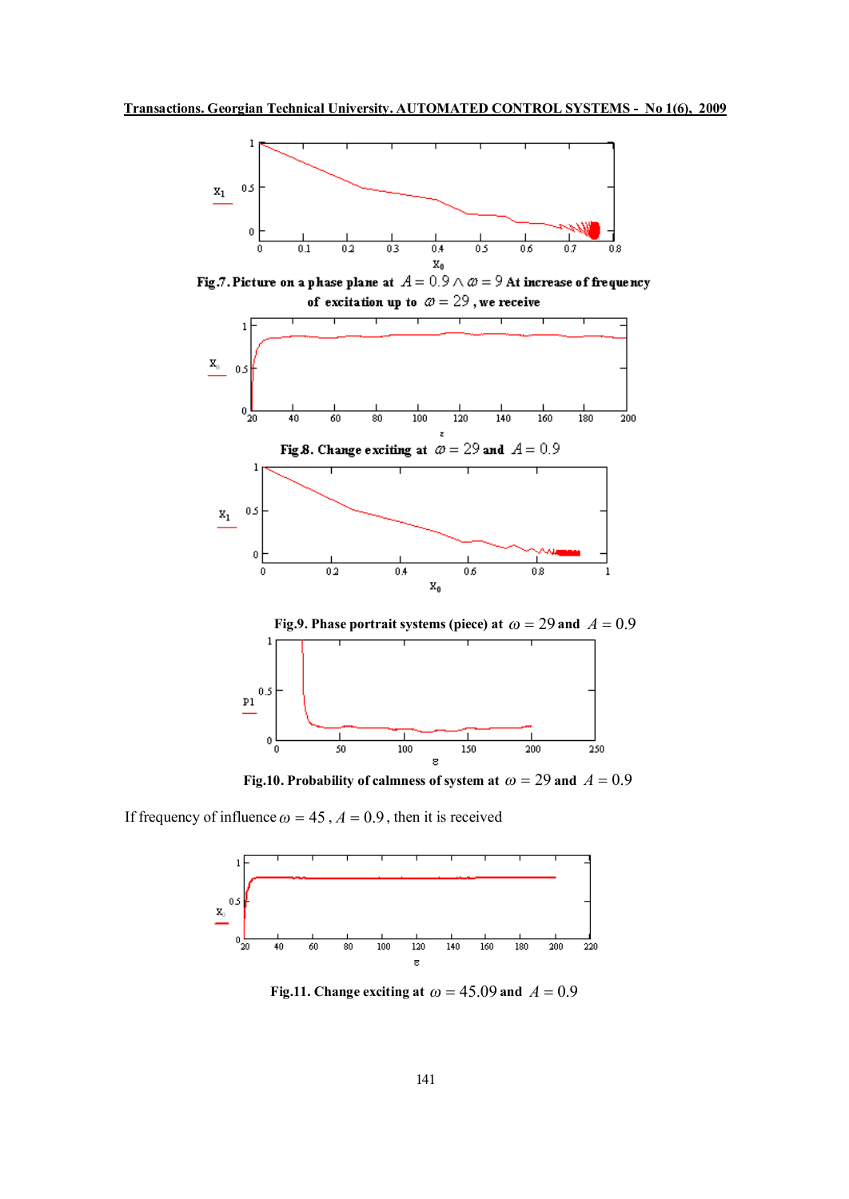**Fig.7. Picture on a phase plane at $A = 0.9 \wedge \varpi = 9$ At increase of frequency of excitation up to $\varpi = 29$, we receive**

**Fig.8. Change exciting at $\varpi = 29$ and $A = 0.9$**

**Fig.9. Phase portrait systems (piece) at $\omega = 29$ and $A = 0.9$**

**Fig.10. Probability of calmness of system at $\omega = 29$ and $A = 0.9$**

If frequency of influence $\omega = 45$, $A = 0.9$, then it is received

**Fig.11. Change exciting at $\omega = 45.09$ and $A = 0.9$**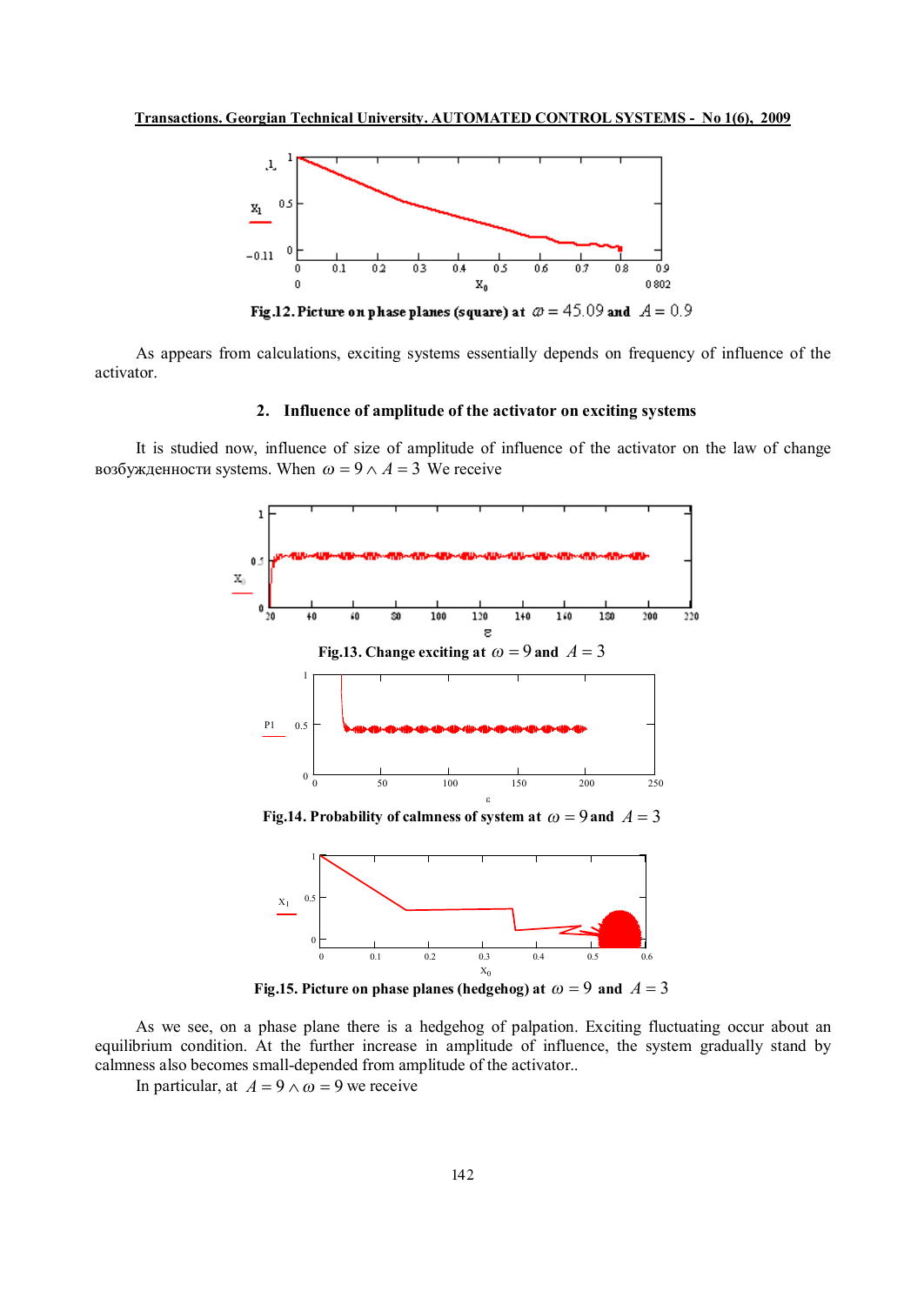Fig.12. Picture on phase planes (square) at $\omega = 45.09$ and $A = 0.9$

As appears from calculations, exciting systems essentially depends on frequency of influence of the activator.

## 2. Influence of amplitude of the activator on exciting systems

It is studied now, influence of size of amplitude of influence of the activator on the law of change возбужденности systems. When $\omega = 9 \wedge A = 3$ We receive

Fig.13. Change exciting at $\omega = 9$ and $A = 3$

Fig.14. Probability of calmness of system at $\omega = 9$ and $A = 3$

Fig.15. Picture on phase planes (hedgehog) at $\omega = 9$ and $A = 3$

As we see, on a phase plane there is a hedgehog of palpation. Exciting fluctuating occur about an equilibrium condition. At the further increase in amplitude of influence, the system gradually stand by calmness also becomes small-depended from amplitude of the activator..

In particular, at $A = 9 \wedge \omega = 9$ we receive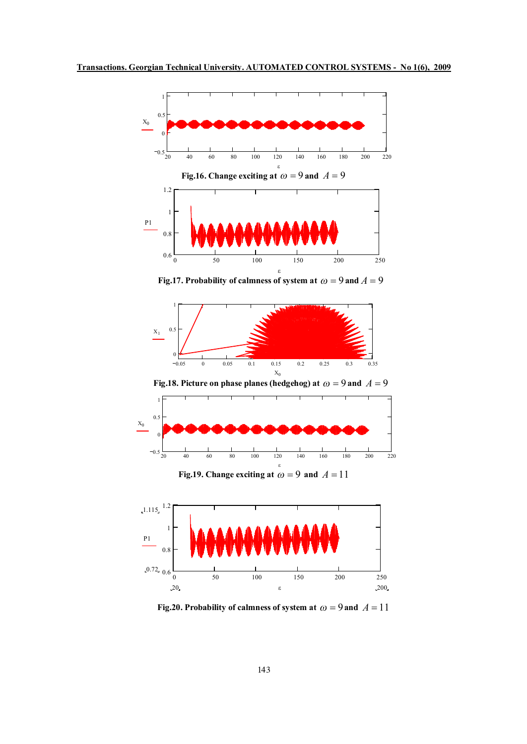**Fig.16. Change exciting at $\omega = 9$ and $A = 9$**

**Fig.17. Probability of calmness of system at $\omega = 9$ and $A = 9$**

**Fig.18. Picture on phase planes (hedgehog) at $\omega = 9$ and $A = 9$**

**Fig.19. Change exciting at $\omega = 9$ and $A = 11$**

**Fig.20. Probability of calmness of system at $\omega = 9$ and $A = 11$**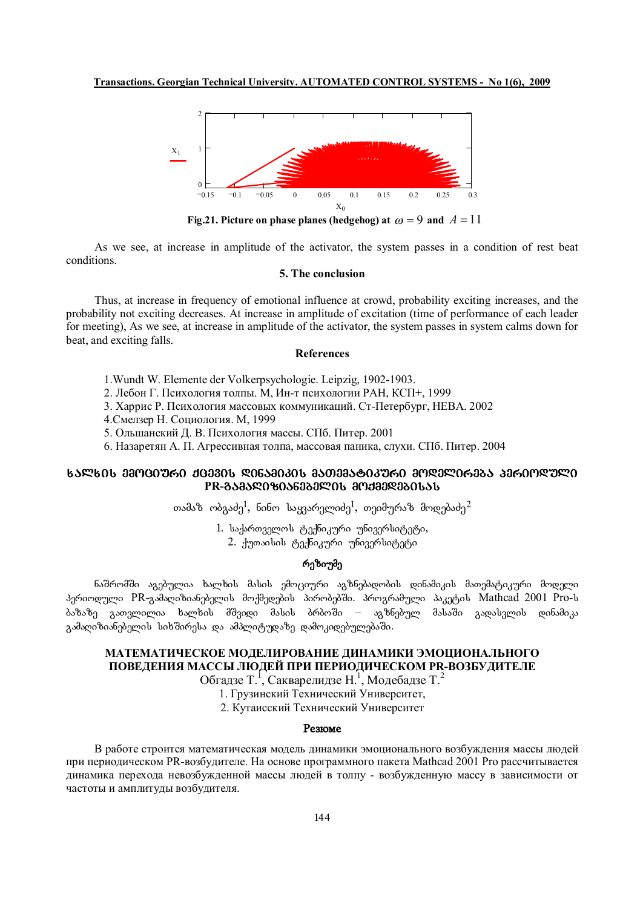2

$X_1$

1

0

−0.15 −0.1 −0.05 0 0.05 0.1 0.15 0.2 0.25 0.3

$X_0$

**Fig.21. Picture on phase planes (hedgehog) at $\omega = 9$ and $A = 11$**

As we see, at increase in amplitude of the activator, the system passes in a condition of rest beat conditions.

## 5. The conclusion

Thus, at increase in frequency of emotional influence at crowd, probability exciting increases, and the probability not exciting decreases. At increase in amplitude of excitation (time of performance of each leader for meeting), As we see, at increase in amplitude of the activator, the system passes in system calms down for beat, and exciting falls.

## References

1. Wundt W. Elemente der Volkerpsychologie. Leipzig, 1902-1903.
2. Лебон Г. Психология толпы. М, Ин-т психологии РАН, КСП+, 1999
3. Харрис Р. Психология массовых коммуникаций. Ст-Петербург, НЕВА. 2002
4. Смелзер Н. Социология. М, 1999
5. Ольшанский Д. В. Психология массы. СПб. Питер. 2001
6. Назаретян А. П. Агрессивная толпа, массовая паника, слухи. СПб. Питер. 2004

## ხალხის ემოციური ქცევის დინამიკის მათემატიკური მოდელირება პერიოდული PR-გამაღიზიანებლის მოქმედებისას

თამაზ ობგაძე[1], ნინო საყვარელიძე[1], თეიმურაზ მოდებაძე[2]

1. საქართველოს ტექნიკური უნივერსიტეტი,
2. ქუთაისის ტექნიკური უნივერსიტეტი

### რეზიუმე

ნაშრომში აგებულია ხალხის მასის ემოციური აგზნებადობის დინამიკის მათემატიკური მოდელი პერიოდული PR-გამაღიზიანებლის მოქმედების პირობებში. პროგრამული პაკეტის Mathcad 2001 Pro-ს ბაზაზე გათვლილია ხალხის მშვიდი მასის ბრბოში – აგზნებულ მასაში გადასვლის დინამიკა გამაღიზიანებლის სიხშირესა და ამპლიტუდაზე დამოკიდებულებაში.

## МАТЕМАТИЧЕСКОЕ МОДЕЛИРОВАНИЕ ДИНАМИКИ ЭМОЦИОНАЛЬНОГО ПОВЕДЕНИЯ МАССЫ ЛЮДЕЙ ПРИ ПЕРИОДИЧЕСКОМ PR-ВОЗБУДИТЕЛЕ

Обгадзе Т.[1], Сакварелидзе Н.[1], Модебадзе Т.[2]

1. Грузинский Технический Университет,
2. Кутаисский Технический Университет

### Резюме

В работе строится математическая модель динамики эмоционального возбуждения массы людей при периодическом PR-возбудителе. На основе программного пакета Mathcad 2001 Pro рассчитывается динамика перехода невозбужденной массы людей в толпу - возбужденную массу в зависимости от частоты и амплитуды возбудителя.